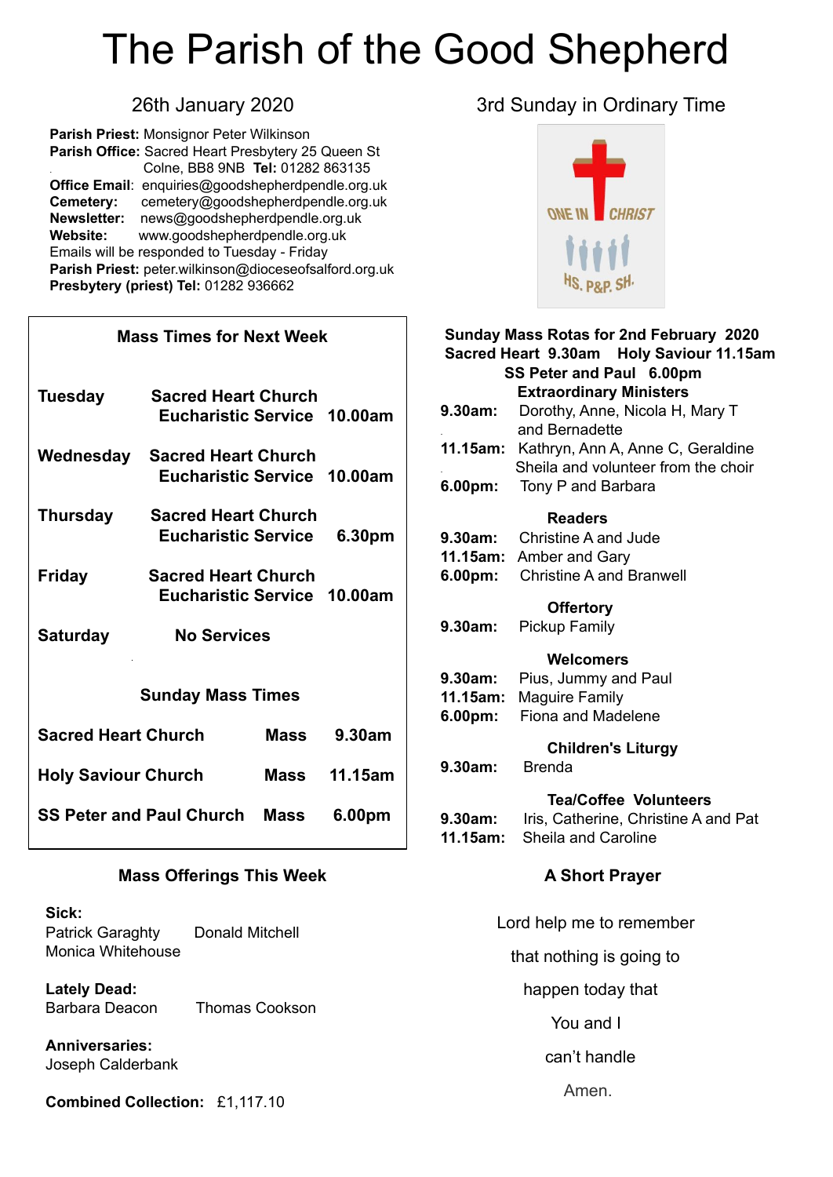# The Parish of the Good Shepherd

26th January 2020

3rd Sunday in Ordinary Time

**Parish Priest:** Monsignor Peter Wilkinson
**Parish Office:** Sacred Heart Presbytery 25 Queen St Colne, BB8 9NB **Tel:** 01282 863135
**Office Email**: enquiries@goodshepherdpendle.org.uk
**Cemetery:** cemetery@goodshepherdpendle.org.uk
**Newsletter:** news@goodshepherdpendle.org.uk
**Website:** www.goodshepherdpendle.org.uk
Emails will be responded to Tuesday - Friday
**Parish Priest:** peter.wilkinson@dioceseofsalford.org.uk
**Presbytery (priest) Tel:** 01282 936662

ONE IN CHRIST
HS. P&P. SH.

## Mass Times for Next Week

| | | |
|---|---|---|
| **Tuesday** | **Sacred Heart Church Eucharistic Service** | **10.00am** |
| **Wednesday** | **Sacred Heart Church Eucharistic Service** | **10.00am** |
| **Thursday** | **Sacred Heart Church Eucharistic Service** | **6.30pm** |
| **Friday** | **Sacred Heart Church Eucharistic Service** | **10.00am** |
| **Saturday** | **No Services** | |

### Sunday Mass Times

| | | |
|---|---|---|
| **Sacred Heart Church** | **Mass** | **9.30am** |
| **Holy Saviour Church** | **Mass** | **11.15am** |
| **SS Peter and Paul Church** | **Mass** | **6.00pm** |

### Mass Offerings This Week

**Sick:**
Patrick Garaghty
Donald Mitchell
Monica Whitehouse

**Lately Dead:**
Barbara Deacon
Thomas Cookson

**Anniversaries:**
Joseph Calderbank

**Combined Collection:** £1,117.10

## Sunday Mass Rotas for 2nd February 2020
**Sacred Heart 9.30am Holy Saviour 11.15am**
**SS Peter and Paul 6.00pm**

**Extraordinary Ministers**
**9.30am:** Dorothy, Anne, Nicola H, Mary T and Bernadette
**11.15am:** Kathryn, Ann A, Anne C, Geraldine Sheila and volunteer from the choir
**6.00pm:** Tony P and Barbara

**Readers**
**9.30am:** Christine A and Jude
**11.15am:** Amber and Gary
**6.00pm:** Christine A and Branwell

**Offertory**
**9.30am:** Pickup Family

**Welcomers**
**9.30am:** Pius, Jummy and Paul
**11.15am:** Maguire Family
**6.00pm:** Fiona and Madelene

**Children's Liturgy**
**9.30am:** Brenda

**Tea/Coffee Volunteers**
**9.30am:** Iris, Catherine, Christine A and Pat
**11.15am:** Sheila and Caroline

### A Short Prayer

Lord help me to remember
that nothing is going to
happen today that
You and I
can't handle
Amen.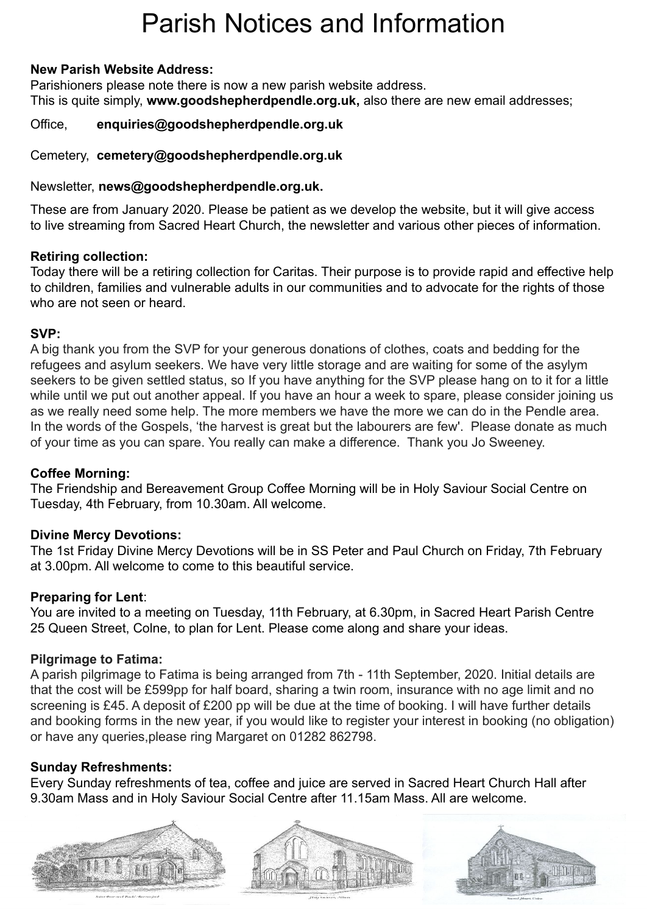# Parish Notices and Information

**New Parish Website Address:**
Parishioners please note there is now a new parish website address.
This is quite simply, **www.goodshepherdpendle.org.uk,** also there are new email addresses;

Office, **enquiries@goodshepherdpendle.org.uk**

Cemetery, **cemetery@goodshepherdpendle.org.uk**

Newsletter, **news@goodshepherdpendle.org.uk.**

These are from January 2020. Please be patient as we develop the website, but it will give access to live streaming from Sacred Heart Church, the newsletter and various other pieces of information.

**Retiring collection:**
Today there will be a retiring collection for Caritas. Their purpose is to provide rapid and effective help to children, families and vulnerable adults in our communities and to advocate for the rights of those who are not seen or heard.

**SVP:**
A big thank you from the SVP for your generous donations of clothes, coats and bedding for the refugees and asylum seekers. We have very little storage and are waiting for some of the asylym seekers to be given settled status, so If you have anything for the SVP please hang on to it for a little while until we put out another appeal. If you have an hour a week to spare, please consider joining us as we really need some help. The more members we have the more we can do in the Pendle area. In the words of the Gospels, 'the harvest is great but the labourers are few'. Please donate as much of your time as you can spare. You really can make a difference. Thank you Jo Sweeney.

**Coffee Morning:**
The Friendship and Bereavement Group Coffee Morning will be in Holy Saviour Social Centre on Tuesday, 4th February, from 10.30am. All welcome.

**Divine Mercy Devotions:**
The 1st Friday Divine Mercy Devotions will be in SS Peter and Paul Church on Friday, 7th February at 3.00pm. All welcome to come to this beautiful service.

**Preparing for Lent**:
You are invited to a meeting on Tuesday, 11th February, at 6.30pm, in Sacred Heart Parish Centre 25 Queen Street, Colne, to plan for Lent. Please come along and share your ideas.

**Pilgrimage to Fatima:**
A parish pilgrimage to Fatima is being arranged from 7th - 11th September, 2020. Initial details are that the cost will be £599pp for half board, sharing a twin room, insurance with no age limit and no screening is £45. A deposit of £200 pp will be due at the time of booking. I will have further details and booking forms in the new year, if you would like to register your interest in booking (no obligation) or have any queries,please ring Margaret on 01282 862798.

**Sunday Refreshments:**
Every Sunday refreshments of tea, coffee and juice are served in Sacred Heart Church Hall after 9.30am Mass and in Holy Saviour Social Centre after 11.15am Mass. All are welcome.